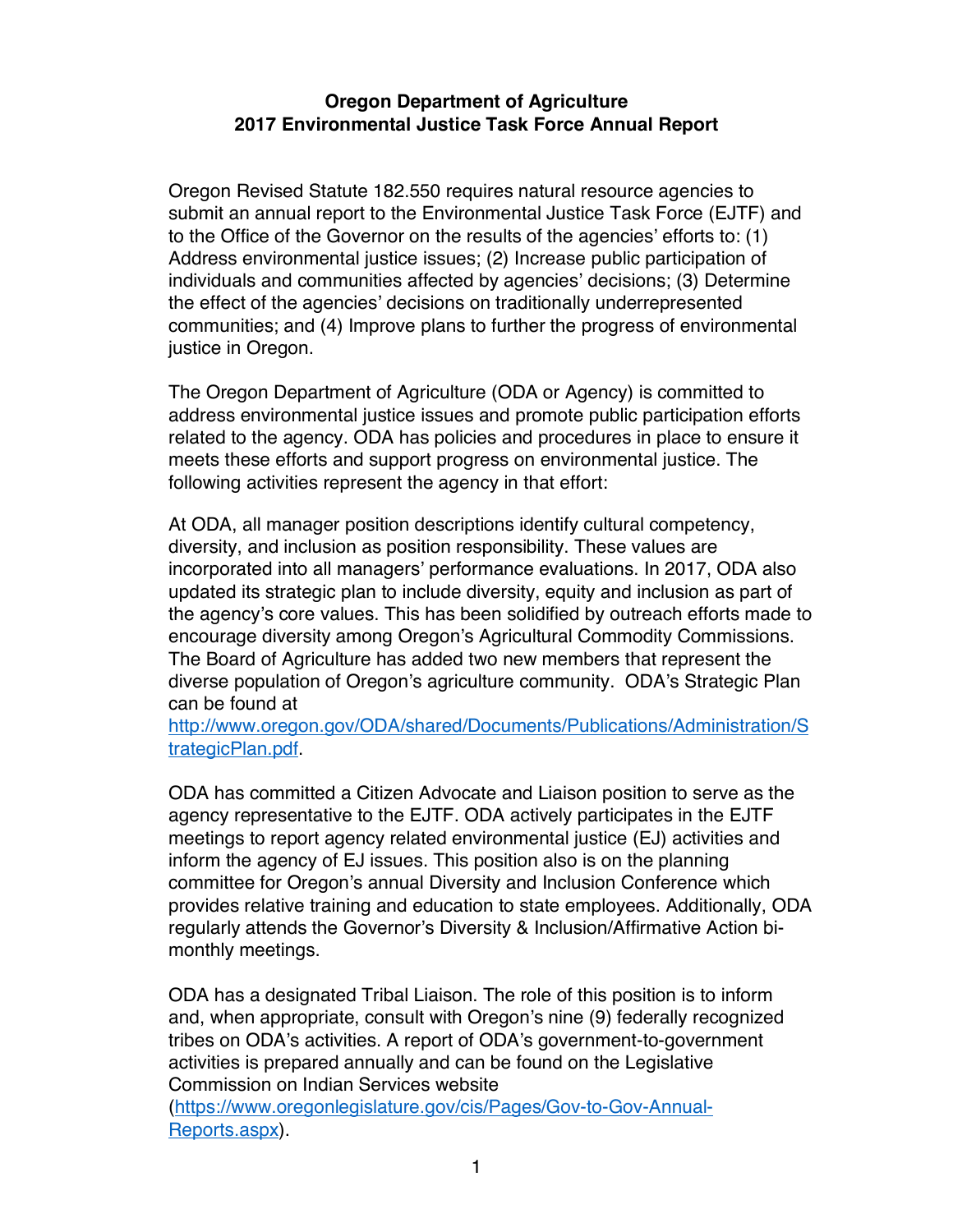# Oregon Department of Agriculture
# 2017 Environmental Justice Task Force Annual Report

Oregon Revised Statute 182.550 requires natural resource agencies to submit an annual report to the Environmental Justice Task Force (EJTF) and to the Office of the Governor on the results of the agencies' efforts to: (1) Address environmental justice issues; (2) Increase public participation of individuals and communities affected by agencies' decisions; (3) Determine the effect of the agencies' decisions on traditionally underrepresented communities; and (4) Improve plans to further the progress of environmental justice in Oregon.

The Oregon Department of Agriculture (ODA or Agency) is committed to address environmental justice issues and promote public participation efforts related to the agency. ODA has policies and procedures in place to ensure it meets these efforts and support progress on environmental justice. The following activities represent the agency in that effort:

At ODA, all manager position descriptions identify cultural competency, diversity, and inclusion as position responsibility. These values are incorporated into all managers' performance evaluations. In 2017, ODA also updated its strategic plan to include diversity, equity and inclusion as part of the agency's core values. This has been solidified by outreach efforts made to encourage diversity among Oregon's Agricultural Commodity Commissions. The Board of Agriculture has added two new members that represent the diverse population of Oregon's agriculture community. ODA's Strategic Plan can be found at [http://www.oregon.gov/ODA/shared/Documents/Publications/Administration/StrategicPlan.pdf](http://www.oregon.gov/ODA/shared/Documents/Publications/Administration/StrategicPlan.pdf).

ODA has committed a Citizen Advocate and Liaison position to serve as the agency representative to the EJTF. ODA actively participates in the EJTF meetings to report agency related environmental justice (EJ) activities and inform the agency of EJ issues. This position also is on the planning committee for Oregon's annual Diversity and Inclusion Conference which provides relative training and education to state employees. Additionally, ODA regularly attends the Governor's Diversity & Inclusion/Affirmative Action bi-monthly meetings.

ODA has a designated Tribal Liaison. The role of this position is to inform and, when appropriate, consult with Oregon's nine (9) federally recognized tribes on ODA's activities. A report of ODA's government-to-government activities is prepared annually and can be found on the Legislative Commission on Indian Services website ([https://www.oregonlegislature.gov/cis/Pages/Gov-to-Gov-Annual-Reports.aspx](https://www.oregonlegislature.gov/cis/Pages/Gov-to-Gov-Annual-Reports.aspx)).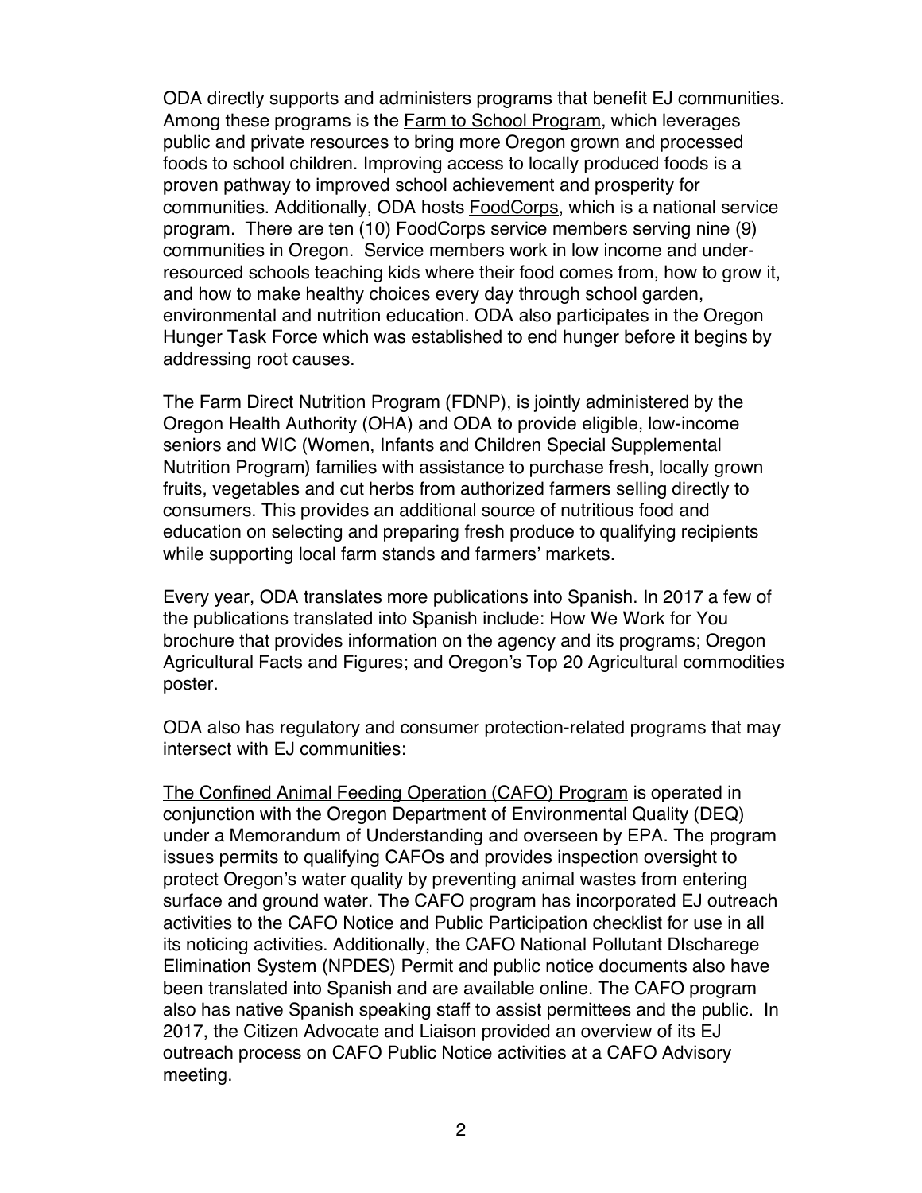ODA directly supports and administers programs that benefit EJ communities. Among these programs is the Farm to School Program, which leverages public and private resources to bring more Oregon grown and processed foods to school children. Improving access to locally produced foods is a proven pathway to improved school achievement and prosperity for communities. Additionally, ODA hosts FoodCorps, which is a national service program. There are ten (10) FoodCorps service members serving nine (9) communities in Oregon. Service members work in low income and under-resourced schools teaching kids where their food comes from, how to grow it, and how to make healthy choices every day through school garden, environmental and nutrition education. ODA also participates in the Oregon Hunger Task Force which was established to end hunger before it begins by addressing root causes.

The Farm Direct Nutrition Program (FDNP), is jointly administered by the Oregon Health Authority (OHA) and ODA to provide eligible, low-income seniors and WIC (Women, Infants and Children Special Supplemental Nutrition Program) families with assistance to purchase fresh, locally grown fruits, vegetables and cut herbs from authorized farmers selling directly to consumers. This provides an additional source of nutritious food and education on selecting and preparing fresh produce to qualifying recipients while supporting local farm stands and farmers' markets.

Every year, ODA translates more publications into Spanish. In 2017 a few of the publications translated into Spanish include: How We Work for You brochure that provides information on the agency and its programs; Oregon Agricultural Facts and Figures; and Oregon's Top 20 Agricultural commodities poster.

ODA also has regulatory and consumer protection-related programs that may intersect with EJ communities:

The Confined Animal Feeding Operation (CAFO) Program is operated in conjunction with the Oregon Department of Environmental Quality (DEQ) under a Memorandum of Understanding and overseen by EPA. The program issues permits to qualifying CAFOs and provides inspection oversight to protect Oregon's water quality by preventing animal wastes from entering surface and ground water. The CAFO program has incorporated EJ outreach activities to the CAFO Notice and Public Participation checklist for use in all its noticing activities. Additionally, the CAFO National Pollutant DIscharege Elimination System (NPDES) Permit and public notice documents also have been translated into Spanish and are available online. The CAFO program also has native Spanish speaking staff to assist permittees and the public. In 2017, the Citizen Advocate and Liaison provided an overview of its EJ outreach process on CAFO Public Notice activities at a CAFO Advisory meeting.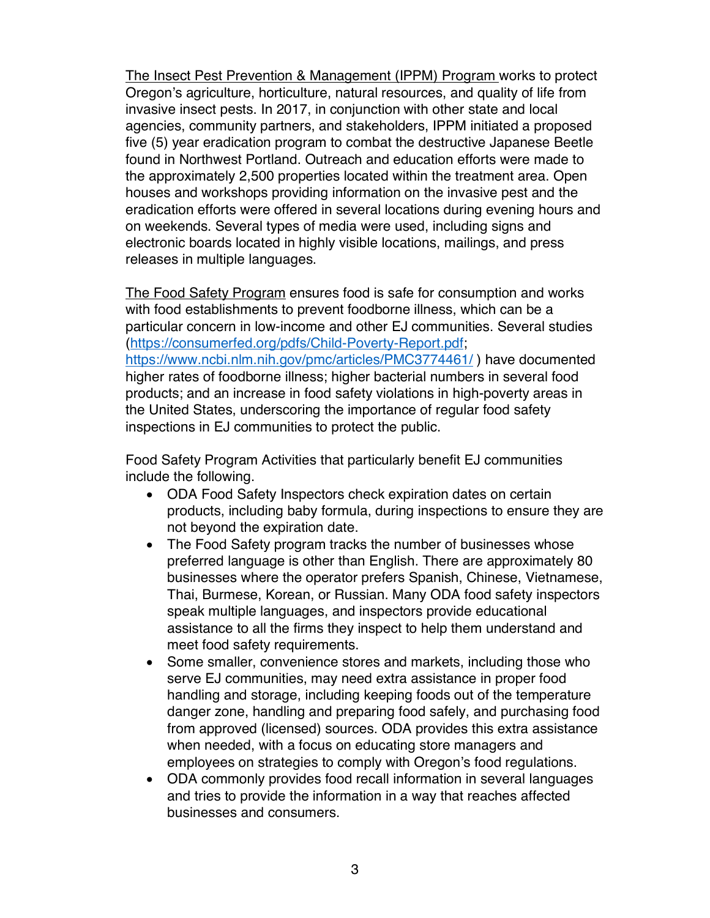The Insect Pest Prevention & Management (IPPM) Program works to protect Oregon's agriculture, horticulture, natural resources, and quality of life from invasive insect pests. In 2017, in conjunction with other state and local agencies, community partners, and stakeholders, IPPM initiated a proposed five (5) year eradication program to combat the destructive Japanese Beetle found in Northwest Portland. Outreach and education efforts were made to the approximately 2,500 properties located within the treatment area. Open houses and workshops providing information on the invasive pest and the eradication efforts were offered in several locations during evening hours and on weekends. Several types of media were used, including signs and electronic boards located in highly visible locations, mailings, and press releases in multiple languages.

The Food Safety Program ensures food is safe for consumption and works with food establishments to prevent foodborne illness, which can be a particular concern in low-income and other EJ communities. Several studies (https://consumerfed.org/pdfs/Child-Poverty-Report.pdf; https://www.ncbi.nlm.nih.gov/pmc/articles/PMC3774461/ ) have documented higher rates of foodborne illness; higher bacterial numbers in several food products; and an increase in food safety violations in high-poverty areas in the United States, underscoring the importance of regular food safety inspections in EJ communities to protect the public.

Food Safety Program Activities that particularly benefit EJ communities include the following.

- ODA Food Safety Inspectors check expiration dates on certain products, including baby formula, during inspections to ensure they are not beyond the expiration date.
- The Food Safety program tracks the number of businesses whose preferred language is other than English. There are approximately 80 businesses where the operator prefers Spanish, Chinese, Vietnamese, Thai, Burmese, Korean, or Russian. Many ODA food safety inspectors speak multiple languages, and inspectors provide educational assistance to all the firms they inspect to help them understand and meet food safety requirements.
- Some smaller, convenience stores and markets, including those who serve EJ communities, may need extra assistance in proper food handling and storage, including keeping foods out of the temperature danger zone, handling and preparing food safely, and purchasing food from approved (licensed) sources. ODA provides this extra assistance when needed, with a focus on educating store managers and employees on strategies to comply with Oregon's food regulations.
- ODA commonly provides food recall information in several languages and tries to provide the information in a way that reaches affected businesses and consumers.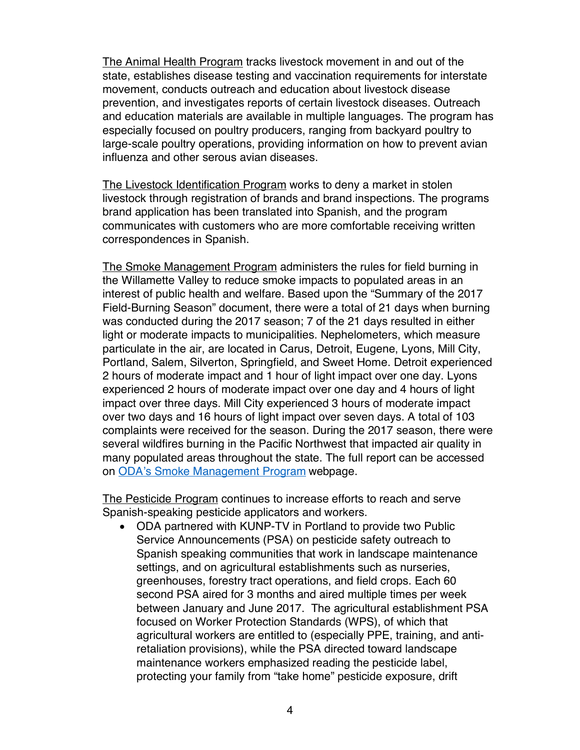The Animal Health Program tracks livestock movement in and out of the state, establishes disease testing and vaccination requirements for interstate movement, conducts outreach and education about livestock disease prevention, and investigates reports of certain livestock diseases. Outreach and education materials are available in multiple languages. The program has especially focused on poultry producers, ranging from backyard poultry to large-scale poultry operations, providing information on how to prevent avian influenza and other serous avian diseases.

The Livestock Identification Program works to deny a market in stolen livestock through registration of brands and brand inspections. The programs brand application has been translated into Spanish, and the program communicates with customers who are more comfortable receiving written correspondences in Spanish.

The Smoke Management Program administers the rules for field burning in the Willamette Valley to reduce smoke impacts to populated areas in an interest of public health and welfare. Based upon the "Summary of the 2017 Field-Burning Season" document, there were a total of 21 days when burning was conducted during the 2017 season; 7 of the 21 days resulted in either light or moderate impacts to municipalities. Nephelometers, which measure particulate in the air, are located in Carus, Detroit, Eugene, Lyons, Mill City, Portland, Salem, Silverton, Springfield, and Sweet Home. Detroit experienced 2 hours of moderate impact and 1 hour of light impact over one day. Lyons experienced 2 hours of moderate impact over one day and 4 hours of light impact over three days. Mill City experienced 3 hours of moderate impact over two days and 16 hours of light impact over seven days. A total of 103 complaints were received for the season. During the 2017 season, there were several wildfires burning in the Pacific Northwest that impacted air quality in many populated areas throughout the state. The full report can be accessed on ODA's Smoke Management Program webpage.

The Pesticide Program continues to increase efforts to reach and serve Spanish-speaking pesticide applicators and workers.

- ODA partnered with KUNP-TV in Portland to provide two Public Service Announcements (PSA) on pesticide safety outreach to Spanish speaking communities that work in landscape maintenance settings, and on agricultural establishments such as nurseries, greenhouses, forestry tract operations, and field crops. Each 60 second PSA aired for 3 months and aired multiple times per week between January and June 2017. The agricultural establishment PSA focused on Worker Protection Standards (WPS), of which that agricultural workers are entitled to (especially PPE, training, and anti-retaliation provisions), while the PSA directed toward landscape maintenance workers emphasized reading the pesticide label, protecting your family from "take home" pesticide exposure, drift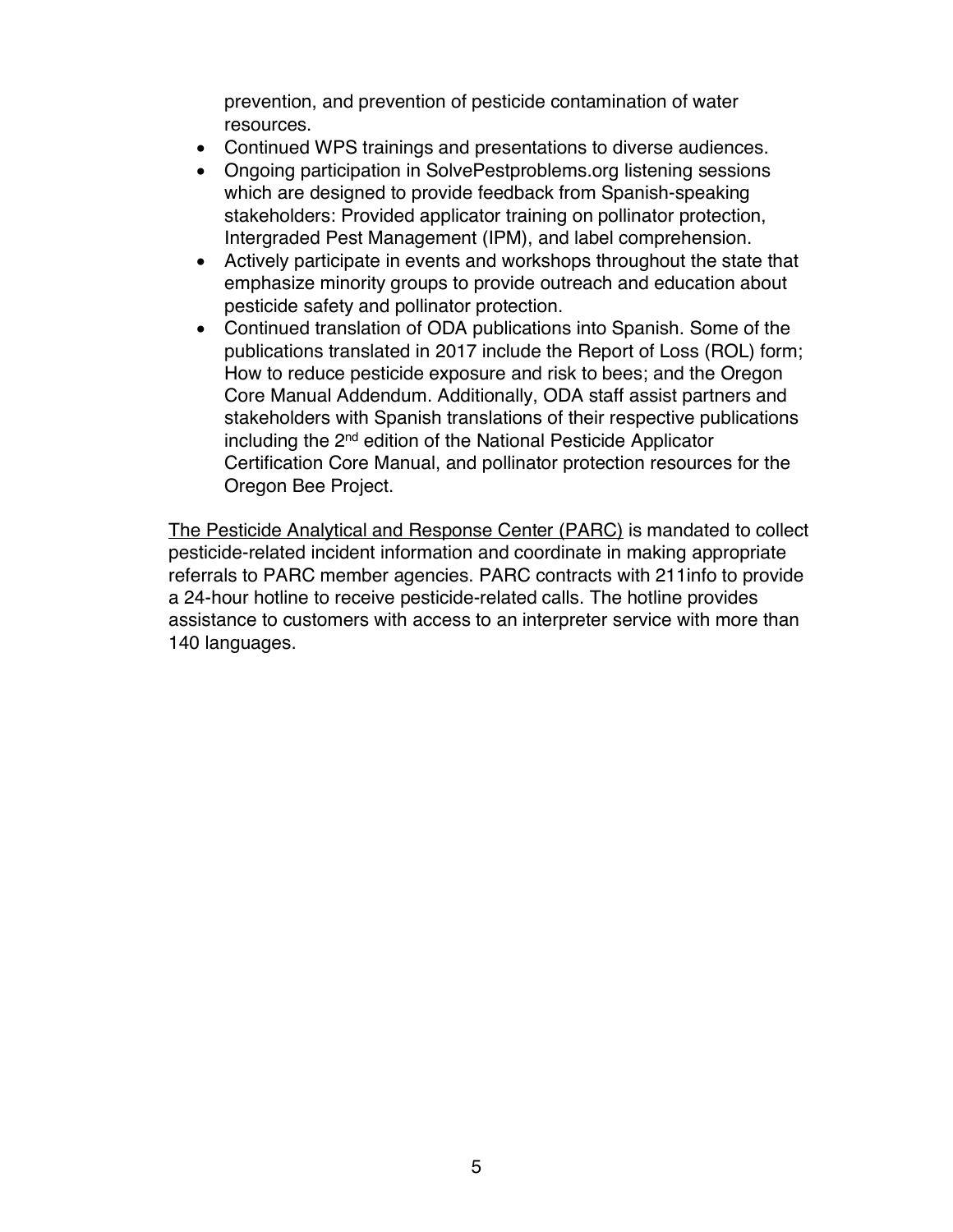prevention, and prevention of pesticide contamination of water resources.

- Continued WPS trainings and presentations to diverse audiences.
- Ongoing participation in SolvePestproblems.org listening sessions which are designed to provide feedback from Spanish-speaking stakeholders: Provided applicator training on pollinator protection, Intergraded Pest Management (IPM), and label comprehension.
- Actively participate in events and workshops throughout the state that emphasize minority groups to provide outreach and education about pesticide safety and pollinator protection.
- Continued translation of ODA publications into Spanish. Some of the publications translated in 2017 include the Report of Loss (ROL) form; How to reduce pesticide exposure and risk to bees; and the Oregon Core Manual Addendum. Additionally, ODA staff assist partners and stakeholders with Spanish translations of their respective publications including the 2nd edition of the National Pesticide Applicator Certification Core Manual, and pollinator protection resources for the Oregon Bee Project.

<u>The Pesticide Analytical and Response Center (PARC)</u> is mandated to collect pesticide-related incident information and coordinate in making appropriate referrals to PARC member agencies. PARC contracts with 211info to provide a 24-hour hotline to receive pesticide-related calls. The hotline provides assistance to customers with access to an interpreter service with more than 140 languages.